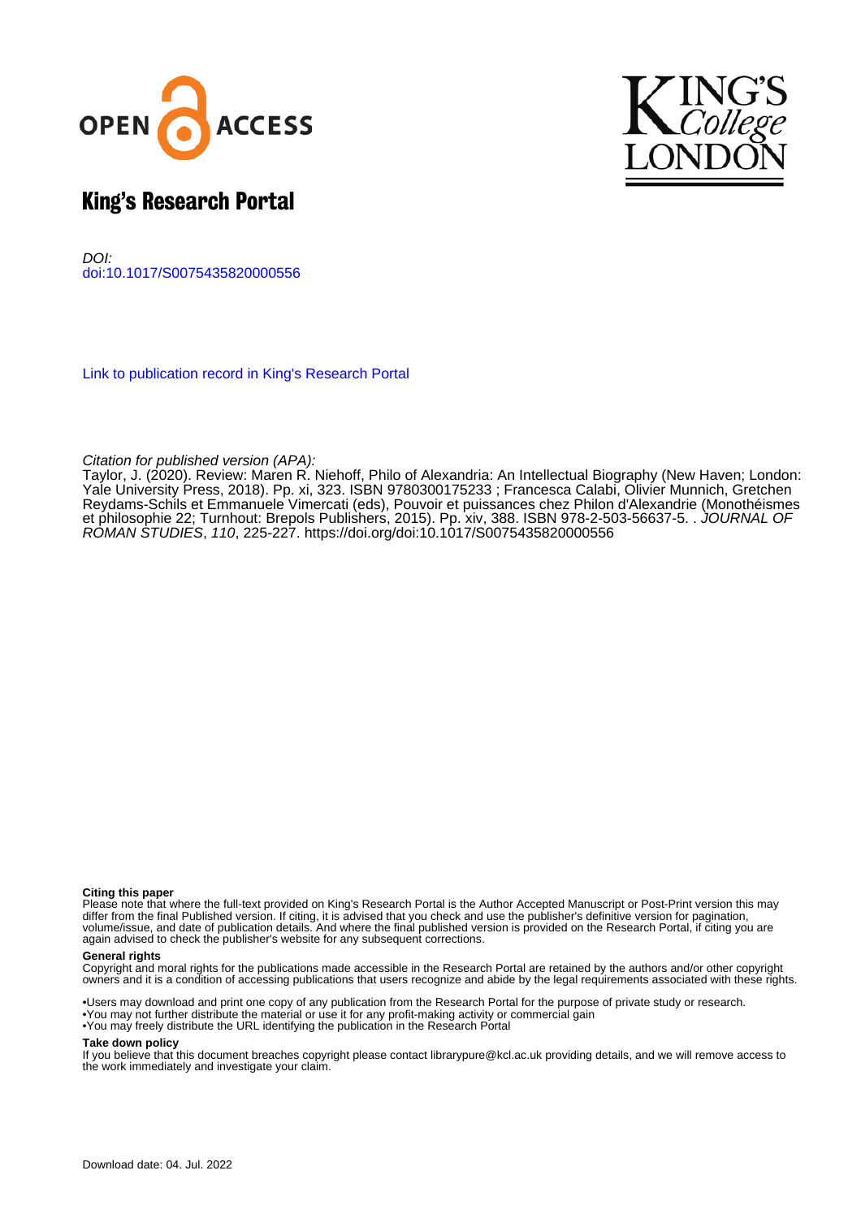# King's Research Portal

DOI:
doi:10.1017/S0075435820000556

Link to publication record in King's Research Portal

Citation for published version (APA):
Taylor, J. (2020). Review: Maren R. Niehoff, Philo of Alexandria: An Intellectual Biography (New Haven; London: Yale University Press, 2018). Pp. xi, 323. ISBN 9780300175233 ; Francesca Calabi, Olivier Munnich, Gretchen Reydams-Schils et Emmanuele Vimercati (eds), Pouvoir et puissances chez Philon d'Alexandrie (Monothéismes et philosophie 22; Turnhout: Brepols Publishers, 2015). Pp. xiv, 388. ISBN 978-2-503-56637-5. . *JOURNAL OF ROMAN STUDIES*, *110*, 225-227. https://doi.org/doi:10.1017/S0075435820000556

**Citing this paper**
Please note that where the full-text provided on King's Research Portal is the Author Accepted Manuscript or Post-Print version this may differ from the final Published version. If citing, it is advised that you check and use the publisher's definitive version for pagination, volume/issue, and date of publication details. And where the final published version is provided on the Research Portal, if citing you are again advised to check the publisher's website for any subsequent corrections.

**General rights**
Copyright and moral rights for the publications made accessible in the Research Portal are retained by the authors and/or other copyright owners and it is a condition of accessing publications that users recognize and abide by the legal requirements associated with these rights.

•Users may download and print one copy of any publication from the Research Portal for the purpose of private study or research.
•You may not further distribute the material or use it for any profit-making activity or commercial gain
•You may freely distribute the URL identifying the publication in the Research Portal

**Take down policy**
If you believe that this document breaches copyright please contact librarypure@kcl.ac.uk providing details, and we will remove access to the work immediately and investigate your claim.

Download date: 04. Jul. 2022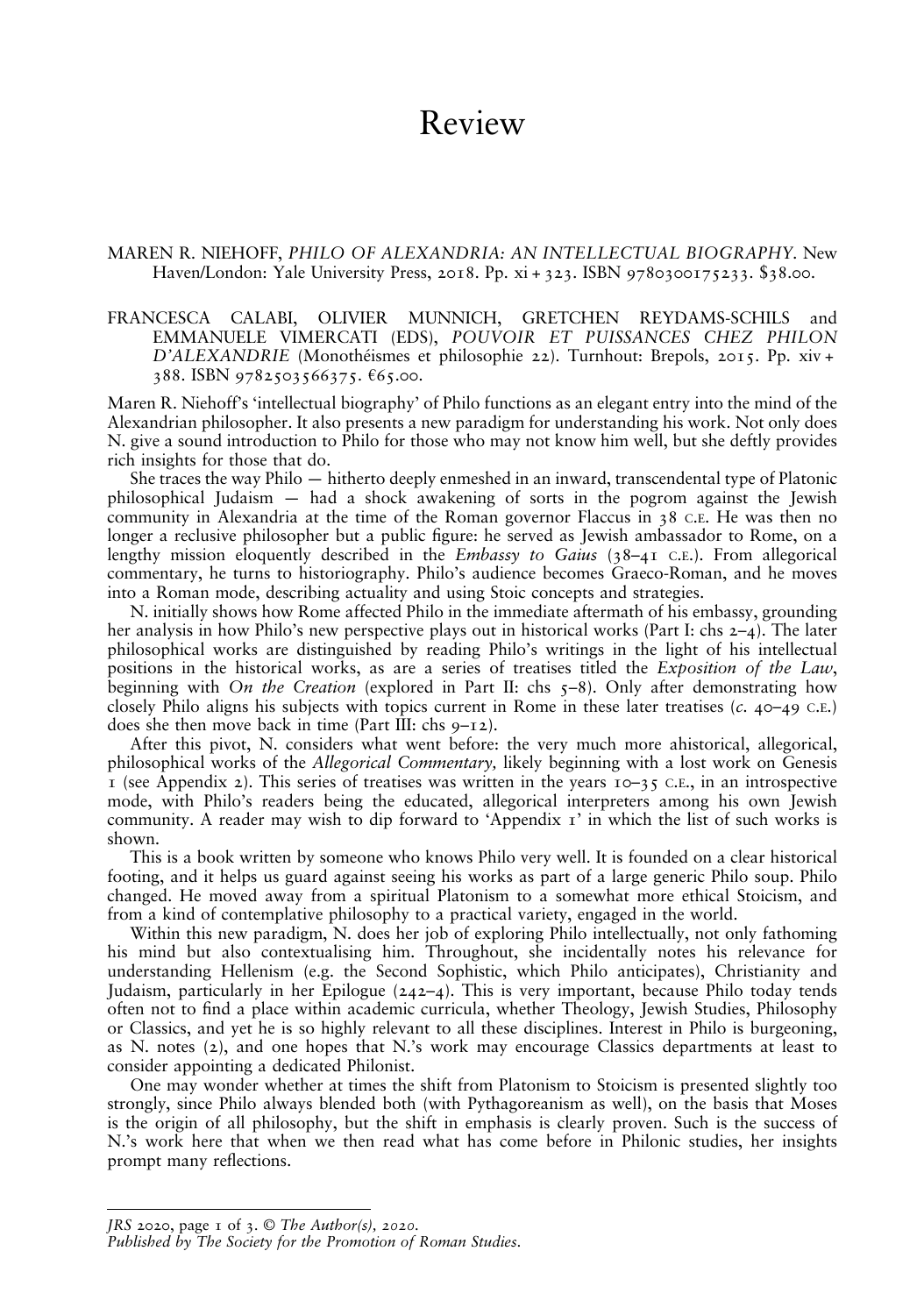# Review

MAREN R. NIEHOFF, *PHILO OF ALEXANDRIA: AN INTELLECTUAL BIOGRAPHY*. New Haven/London: Yale University Press, 2018. Pp. xi + 323. ISBN 9780300175233. $38.00.

FRANCESCA CALABI, OLIVIER MUNNICH, GRETCHEN REYDAMS-SCHILS and EMMANUELE VIMERCATI (EDS), *POUVOIR ET PUISSANCES CHEZ PHILON D'ALEXANDRIE* (Monothéismes et philosophie 22). Turnhout: Brepols, 2015. Pp. xiv + 388. ISBN 9782503566375. €65.00.

Maren R. Niehoff's 'intellectual biography' of Philo functions as an elegant entry into the mind of the Alexandrian philosopher. It also presents a new paradigm for understanding his work. Not only does N. give a sound introduction to Philo for those who may not know him well, but she deftly provides rich insights for those that do.

She traces the way Philo — hitherto deeply enmeshed in an inward, transcendental type of Platonic philosophical Judaism — had a shock awakening of sorts in the pogrom against the Jewish community in Alexandria at the time of the Roman governor Flaccus in 38 C.E. He was then no longer a reclusive philosopher but a public figure: he served as Jewish ambassador to Rome, on a lengthy mission eloquently described in the *Embassy to Gaius* (38–41 C.E.). From allegorical commentary, he turns to historiography. Philo's audience becomes Graeco-Roman, and he moves into a Roman mode, describing actuality and using Stoic concepts and strategies.

N. initially shows how Rome affected Philo in the immediate aftermath of his embassy, grounding her analysis in how Philo's new perspective plays out in historical works (Part I: chs 2–4). The later philosophical works are distinguished by reading Philo's writings in the light of his intellectual positions in the historical works, as are a series of treatises titled the *Exposition of the Law*, beginning with *On the Creation* (explored in Part II: chs 5–8). Only after demonstrating how closely Philo aligns his subjects with topics current in Rome in these later treatises (*c*. 40–49 C.E.) does she then move back in time (Part III: chs 9–12).

After this pivot, N. considers what went before: the very much more ahistorical, allegorical, philosophical works of the *Allegorical Commentary,* likely beginning with a lost work on Genesis 1 (see Appendix 2). This series of treatises was written in the years 10–35 C.E., in an introspective mode, with Philo's readers being the educated, allegorical interpreters among his own Jewish community. A reader may wish to dip forward to 'Appendix 1' in which the list of such works is shown.

This is a book written by someone who knows Philo very well. It is founded on a clear historical footing, and it helps us guard against seeing his works as part of a large generic Philo soup. Philo changed. He moved away from a spiritual Platonism to a somewhat more ethical Stoicism, and from a kind of contemplative philosophy to a practical variety, engaged in the world.

Within this new paradigm, N. does her job of exploring Philo intellectually, not only fathoming his mind but also contextualising him. Throughout, she incidentally notes his relevance for understanding Hellenism (e.g. the Second Sophistic, which Philo anticipates), Christianity and Judaism, particularly in her Epilogue (242–4). This is very important, because Philo today tends often not to find a place within academic curricula, whether Theology, Jewish Studies, Philosophy or Classics, and yet he is so highly relevant to all these disciplines. Interest in Philo is burgeoning, as N. notes (2), and one hopes that N.'s work may encourage Classics departments at least to consider appointing a dedicated Philonist.

One may wonder whether at times the shift from Platonism to Stoicism is presented slightly too strongly, since Philo always blended both (with Pythagoreanism as well), on the basis that Moses is the origin of all philosophy, but the shift in emphasis is clearly proven. Such is the success of N.'s work here that when we then read what has come before in Philonic studies, her insights prompt many reflections.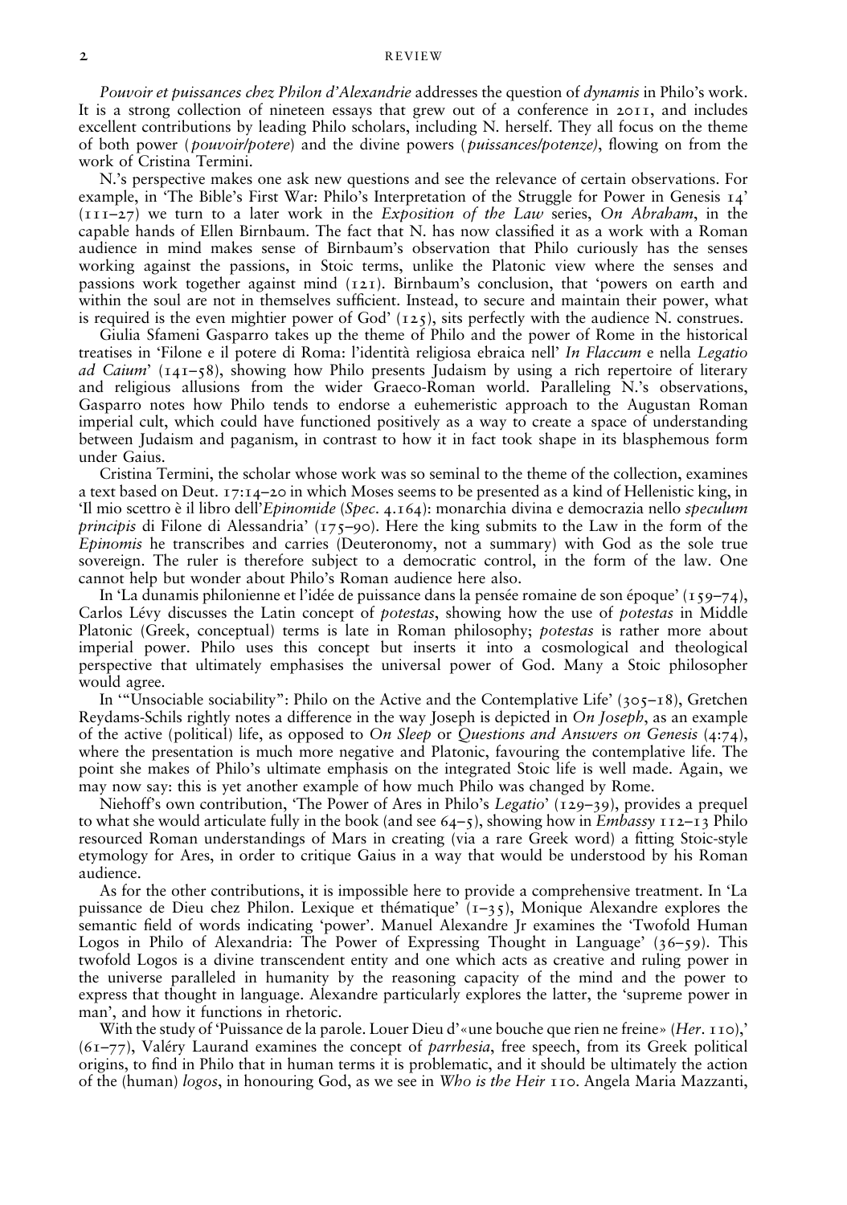*Pouvoir et puissances chez Philon d'Alexandrie* addresses the question of *dynamis* in Philo's work. It is a strong collection of nineteen essays that grew out of a conference in 2011, and includes excellent contributions by leading Philo scholars, including N. herself. They all focus on the theme of both power (*pouvoir/potere*) and the divine powers (*puissances/potenze)*, flowing on from the work of Cristina Termini.

N.'s perspective makes one ask new questions and see the relevance of certain observations. For example, in 'The Bible's First War: Philo's Interpretation of the Struggle for Power in Genesis 14' (111–27) we turn to a later work in the *Exposition of the Law* series, *On Abraham*, in the capable hands of Ellen Birnbaum. The fact that N. has now classified it as a work with a Roman audience in mind makes sense of Birnbaum's observation that Philo curiously has the senses working against the passions, in Stoic terms, unlike the Platonic view where the senses and passions work together against mind (121). Birnbaum's conclusion, that 'powers on earth and within the soul are not in themselves sufficient. Instead, to secure and maintain their power, what is required is the even mightier power of God' (125), sits perfectly with the audience N. construes.

Giulia Sfameni Gasparro takes up the theme of Philo and the power of Rome in the historical treatises in 'Filone e il potere di Roma: l'identità religiosa ebraica nell' *In Flaccum* e nella *Legatio ad Caium*' (141–58), showing how Philo presents Judaism by using a rich repertoire of literary and religious allusions from the wider Graeco-Roman world. Paralleling N.'s observations, Gasparro notes how Philo tends to endorse a euhemeristic approach to the Augustan Roman imperial cult, which could have functioned positively as a way to create a space of understanding between Judaism and paganism, in contrast to how it in fact took shape in its blasphemous form under Gaius.

Cristina Termini, the scholar whose work was so seminal to the theme of the collection, examines a text based on Deut. 17:14–20 in which Moses seems to be presented as a kind of Hellenistic king, in 'Il mio scettro è il libro dell'*Epinomide* (*Spec*. 4.164): monarchia divina e democrazia nello *speculum principis* di Filone di Alessandria' (175–90). Here the king submits to the Law in the form of the *Epinomis* he transcribes and carries (Deuteronomy, not a summary) with God as the sole true sovereign. The ruler is therefore subject to a democratic control, in the form of the law. One cannot help but wonder about Philo's Roman audience here also.

In 'La dunamis philonienne et l'idée de puissance dans la pensée romaine de son époque' (159–74), Carlos Lévy discusses the Latin concept of *potestas*, showing how the use of *potestas* in Middle Platonic (Greek, conceptual) terms is late in Roman philosophy; *potestas* is rather more about imperial power. Philo uses this concept but inserts it into a cosmological and theological perspective that ultimately emphasises the universal power of God. Many a Stoic philosopher would agree.

In '"Unsociable sociability": Philo on the Active and the Contemplative Life' (305–18), Gretchen Reydams-Schils rightly notes a difference in the way Joseph is depicted in *On Joseph*, as an example of the active (political) life, as opposed to *On Sleep* or *Questions and Answers on Genesis* (4:74), where the presentation is much more negative and Platonic, favouring the contemplative life. The point she makes of Philo's ultimate emphasis on the integrated Stoic life is well made. Again, we may now say: this is yet another example of how much Philo was changed by Rome.

Niehoff's own contribution, 'The Power of Ares in Philo's *Legatio*' (129–39), provides a prequel to what she would articulate fully in the book (and see 64–5), showing how in *Embassy* 112–13 Philo resourced Roman understandings of Mars in creating (via a rare Greek word) a fitting Stoic-style etymology for Ares, in order to critique Gaius in a way that would be understood by his Roman audience.

As for the other contributions, it is impossible here to provide a comprehensive treatment. In 'La puissance de Dieu chez Philon. Lexique et thématique' (1–35), Monique Alexandre explores the semantic field of words indicating 'power'. Manuel Alexandre Jr examines the 'Twofold Human Logos in Philo of Alexandria: The Power of Expressing Thought in Language' (36–59). This twofold Logos is a divine transcendent entity and one which acts as creative and ruling power in the universe paralleled in humanity by the reasoning capacity of the mind and the power to express that thought in language. Alexandre particularly explores the latter, the 'supreme power in man', and how it functions in rhetoric.

With the study of 'Puissance de la parole. Louer Dieu d'«une bouche que rien ne freine» (*Her*. 110),' (61–77), Valéry Laurand examines the concept of *parrhesia*, free speech, from its Greek political origins, to find in Philo that in human terms it is problematic, and it should be ultimately the action of the (human) *logos*, in honouring God, as we see in *Who is the Heir* 110. Angela Maria Mazzanti,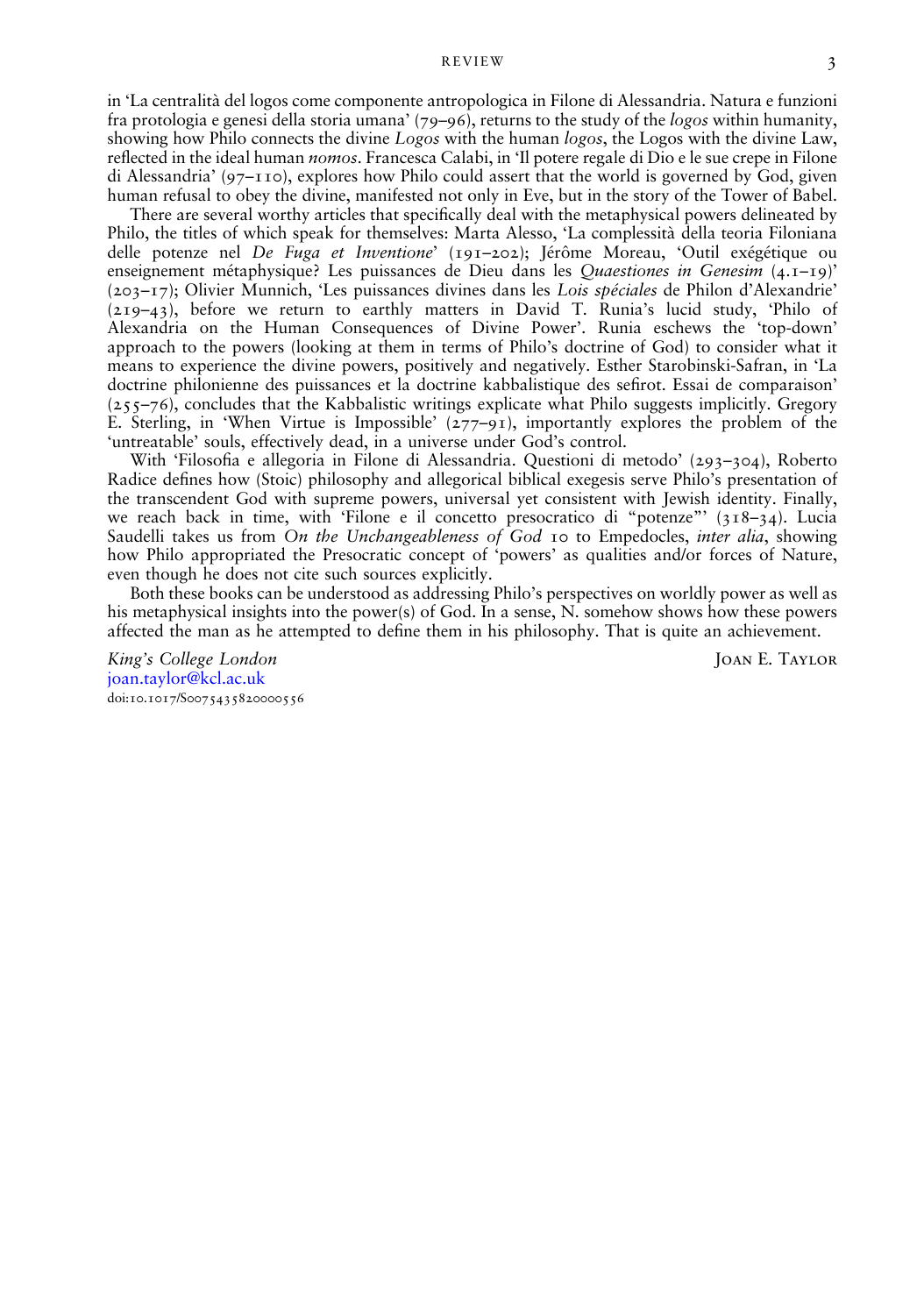in 'La centralità del logos come componente antropologica in Filone di Alessandria. Natura e funzioni fra protologia e genesi della storia umana' (79–96), returns to the study of the *logos* within humanity, showing how Philo connects the divine *Logos* with the human *logos*, the Logos with the divine Law, reflected in the ideal human *nomos*. Francesca Calabi, in 'Il potere regale di Dio e le sue crepe in Filone di Alessandria' (97–110), explores how Philo could assert that the world is governed by God, given human refusal to obey the divine, manifested not only in Eve, but in the story of the Tower of Babel.

There are several worthy articles that specifically deal with the metaphysical powers delineated by Philo, the titles of which speak for themselves: Marta Alesso, 'La complessità della teoria Filoniana delle potenze nel *De Fuga et Inventione*' (191–202); Jérôme Moreau, 'Outil exégétique ou enseignement métaphysique? Les puissances de Dieu dans les *Quaestiones in Genesim* (4.1–19)' (203–17); Olivier Munnich, 'Les puissances divines dans les *Lois spéciales* de Philon d'Alexandrie' (219–43), before we return to earthly matters in David T. Runia's lucid study, 'Philo of Alexandria on the Human Consequences of Divine Power'. Runia eschews the 'top-down' approach to the powers (looking at them in terms of Philo's doctrine of God) to consider what it means to experience the divine powers, positively and negatively. Esther Starobinski-Safran, in 'La doctrine philonienne des puissances et la doctrine kabbalistique des sefirot. Essai de comparaison' (255–76), concludes that the Kabbalistic writings explicate what Philo suggests implicitly. Gregory E. Sterling, in 'When Virtue is Impossible' (277–91), importantly explores the problem of the 'untreatable' souls, effectively dead, in a universe under God's control.

With 'Filosofia e allegoria in Filone di Alessandria. Questioni di metodo' (293–304), Roberto Radice defines how (Stoic) philosophy and allegorical biblical exegesis serve Philo's presentation of the transcendent God with supreme powers, universal yet consistent with Jewish identity. Finally, we reach back in time, with 'Filone e il concetto presocratico di "potenze"' (318–34). Lucia Saudelli takes us from *On the Unchangeableness of God* 10 to Empedocles, *inter alia*, showing how Philo appropriated the Presocratic concept of 'powers' as qualities and/or forces of Nature, even though he does not cite such sources explicitly.

Both these books can be understood as addressing Philo's perspectives on worldly power as well as his metaphysical insights into the power(s) of God. In a sense, N. somehow shows how these powers affected the man as he attempted to define them in his philosophy. That is quite an achievement.

*King's College London* — Joan E. Taylor

joan.taylor@kcl.ac.uk

doi:10.1017/S0075435820000556